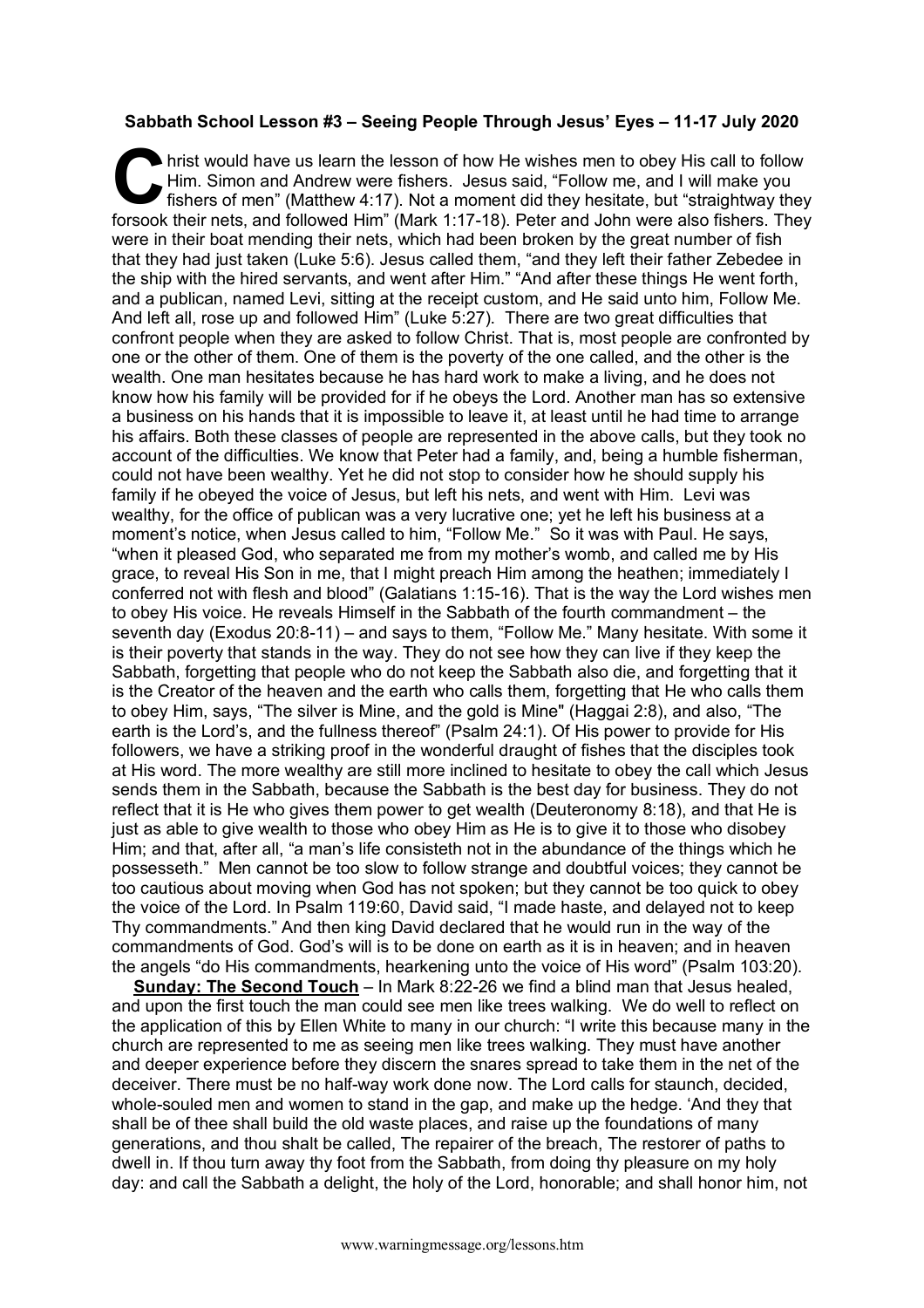**Sabbath School Lesson #3 – Seeing People Through Jesus' Eyes – 11-17 July 2020**

Christ would have us learn the lesson of how He wishes men to obey His call to follow Him. Simon and Andrew were fishers. Jesus said, "Follow me, and I will make you fishers of men" (Matthew 4:17). Not a moment did they hesitate, but "straightway they forsook their nets, and followed Him" (Mark 1:17-18). Peter and John were also fishers. They were in their boat mending their nets, which had been broken by the great number of fish that they had just taken (Luke 5:6). Jesus called them, "and they left their father Zebedee in the ship with the hired servants, and went after Him." "And after these things He went forth, and a publican, named Levi, sitting at the receipt custom, and He said unto him, Follow Me. And left all, rose up and followed Him" (Luke 5:27). There are two great difficulties that confront people when they are asked to follow Christ. That is, most people are confronted by one or the other of them. One of them is the poverty of the one called, and the other is the wealth. One man hesitates because he has hard work to make a living, and he does not know how his family will be provided for if he obeys the Lord. Another man has so extensive a business on his hands that it is impossible to leave it, at least until he had time to arrange his affairs. Both these classes of people are represented in the above calls, but they took no account of the difficulties. We know that Peter had a family, and, being a humble fisherman, could not have been wealthy. Yet he did not stop to consider how he should supply his family if he obeyed the voice of Jesus, but left his nets, and went with Him. Levi was wealthy, for the office of publican was a very lucrative one; yet he left his business at a moment's notice, when Jesus called to him, "Follow Me." So it was with Paul. He says, "when it pleased God, who separated me from my mother's womb, and called me by His grace, to reveal His Son in me, that I might preach Him among the heathen; immediately I conferred not with flesh and blood" (Galatians 1:15-16). That is the way the Lord wishes men to obey His voice. He reveals Himself in the Sabbath of the fourth commandment – the seventh day (Exodus 20:8-11) – and says to them, "Follow Me." Many hesitate. With some it is their poverty that stands in the way. They do not see how they can live if they keep the Sabbath, forgetting that people who do not keep the Sabbath also die, and forgetting that it is the Creator of the heaven and the earth who calls them, forgetting that He who calls them to obey Him, says, "The silver is Mine, and the gold is Mine" (Haggai 2:8), and also, "The earth is the Lord's, and the fullness thereof" (Psalm 24:1). Of His power to provide for His followers, we have a striking proof in the wonderful draught of fishes that the disciples took at His word. The more wealthy are still more inclined to hesitate to obey the call which Jesus sends them in the Sabbath, because the Sabbath is the best day for business. They do not reflect that it is He who gives them power to get wealth (Deuteronomy 8:18), and that He is just as able to give wealth to those who obey Him as He is to give it to those who disobey Him; and that, after all, "a man's life consisteth not in the abundance of the things which he possesseth." Men cannot be too slow to follow strange and doubtful voices; they cannot be too cautious about moving when God has not spoken; but they cannot be too quick to obey the voice of the Lord. In Psalm 119:60, David said, "I made haste, and delayed not to keep Thy commandments." And then king David declared that he would run in the way of the commandments of God. God's will is to be done on earth as it is in heaven; and in heaven the angels "do His commandments, hearkening unto the voice of His word" (Psalm 103:20).

**Sunday: The Second Touch** – In Mark 8:22-26 we find a blind man that Jesus healed, and upon the first touch the man could see men like trees walking. We do well to reflect on the application of this by Ellen White to many in our church: "I write this because many in the church are represented to me as seeing men like trees walking. They must have another and deeper experience before they discern the snares spread to take them in the net of the deceiver. There must be no half-way work done now. The Lord calls for staunch, decided, whole-souled men and women to stand in the gap, and make up the hedge. 'And they that shall be of thee shall build the old waste places, and raise up the foundations of many generations, and thou shalt be called, The repairer of the breach, The restorer of paths to dwell in. If thou turn away thy foot from the Sabbath, from doing thy pleasure on my holy day: and call the Sabbath a delight, the holy of the Lord, honorable; and shall honor him, not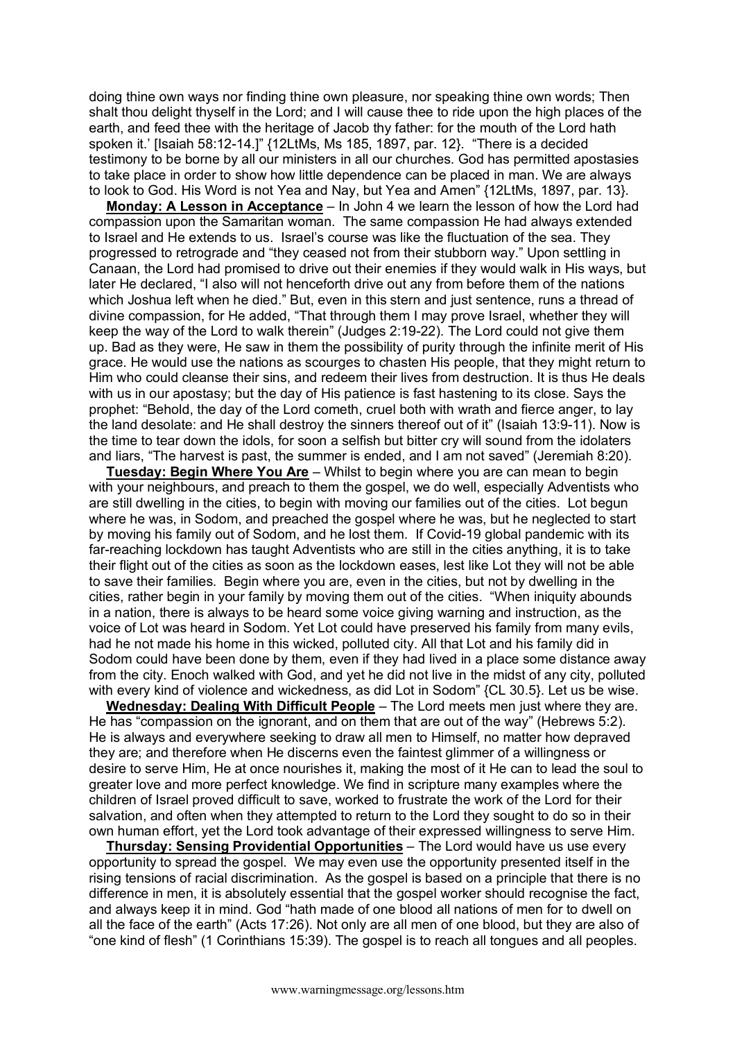doing thine own ways nor finding thine own pleasure, nor speaking thine own words; Then shalt thou delight thyself in the Lord; and I will cause thee to ride upon the high places of the earth, and feed thee with the heritage of Jacob thy father: for the mouth of the Lord hath spoken it.' [Isaiah 58:12-14.]" {12LtMs, Ms 185, 1897, par. 12}. "There is a decided testimony to be borne by all our ministers in all our churches. God has permitted apostasies to take place in order to show how little dependence can be placed in man. We are always to look to God. His Word is not Yea and Nay, but Yea and Amen" {12LtMs, 1897, par. 13}.

**Monday: A Lesson in Acceptance** – In John 4 we learn the lesson of how the Lord had compassion upon the Samaritan woman. The same compassion He had always extended to Israel and He extends to us. Israel's course was like the fluctuation of the sea. They progressed to retrograde and "they ceased not from their stubborn way." Upon settling in Canaan, the Lord had promised to drive out their enemies if they would walk in His ways, but later He declared, "I also will not henceforth drive out any from before them of the nations which Joshua left when he died." But, even in this stern and just sentence, runs a thread of divine compassion, for He added, "That through them I may prove Israel, whether they will keep the way of the Lord to walk therein" (Judges 2:19-22). The Lord could not give them up. Bad as they were, He saw in them the possibility of purity through the infinite merit of His grace. He would use the nations as scourges to chasten His people, that they might return to Him who could cleanse their sins, and redeem their lives from destruction. It is thus He deals with us in our apostasy; but the day of His patience is fast hastening to its close. Says the prophet: "Behold, the day of the Lord cometh, cruel both with wrath and fierce anger, to lay the land desolate: and He shall destroy the sinners thereof out of it" (Isaiah 13:9-11). Now is the time to tear down the idols, for soon a selfish but bitter cry will sound from the idolaters and liars, "The harvest is past, the summer is ended, and I am not saved" (Jeremiah 8:20).

**Tuesday: Begin Where You Are** – Whilst to begin where you are can mean to begin with your neighbours, and preach to them the gospel, we do well, especially Adventists who are still dwelling in the cities, to begin with moving our families out of the cities. Lot begun where he was, in Sodom, and preached the gospel where he was, but he neglected to start by moving his family out of Sodom, and he lost them. If Covid-19 global pandemic with its far-reaching lockdown has taught Adventists who are still in the cities anything, it is to take their flight out of the cities as soon as the lockdown eases, lest like Lot they will not be able to save their families. Begin where you are, even in the cities, but not by dwelling in the cities, rather begin in your family by moving them out of the cities. "When iniquity abounds in a nation, there is always to be heard some voice giving warning and instruction, as the voice of Lot was heard in Sodom. Yet Lot could have preserved his family from many evils, had he not made his home in this wicked, polluted city. All that Lot and his family did in Sodom could have been done by them, even if they had lived in a place some distance away from the city. Enoch walked with God, and yet he did not live in the midst of any city, polluted with every kind of violence and wickedness, as did Lot in Sodom" {CL 30.5}. Let us be wise.

**Wednesday: Dealing With Difficult People** – The Lord meets men just where they are. He has "compassion on the ignorant, and on them that are out of the way" (Hebrews 5:2). He is always and everywhere seeking to draw all men to Himself, no matter how depraved they are; and therefore when He discerns even the faintest glimmer of a willingness or desire to serve Him, He at once nourishes it, making the most of it He can to lead the soul to greater love and more perfect knowledge. We find in scripture many examples where the children of Israel proved difficult to save, worked to frustrate the work of the Lord for their salvation, and often when they attempted to return to the Lord they sought to do so in their own human effort, yet the Lord took advantage of their expressed willingness to serve Him.

**Thursday: Sensing Providential Opportunities** – The Lord would have us use every opportunity to spread the gospel. We may even use the opportunity presented itself in the rising tensions of racial discrimination. As the gospel is based on a principle that there is no difference in men, it is absolutely essential that the gospel worker should recognise the fact, and always keep it in mind. God "hath made of one blood all nations of men for to dwell on all the face of the earth" (Acts 17:26). Not only are all men of one blood, but they are also of "one kind of flesh" (1 Corinthians 15:39). The gospel is to reach all tongues and all peoples.

www.warningmessage.org/lessons.htm